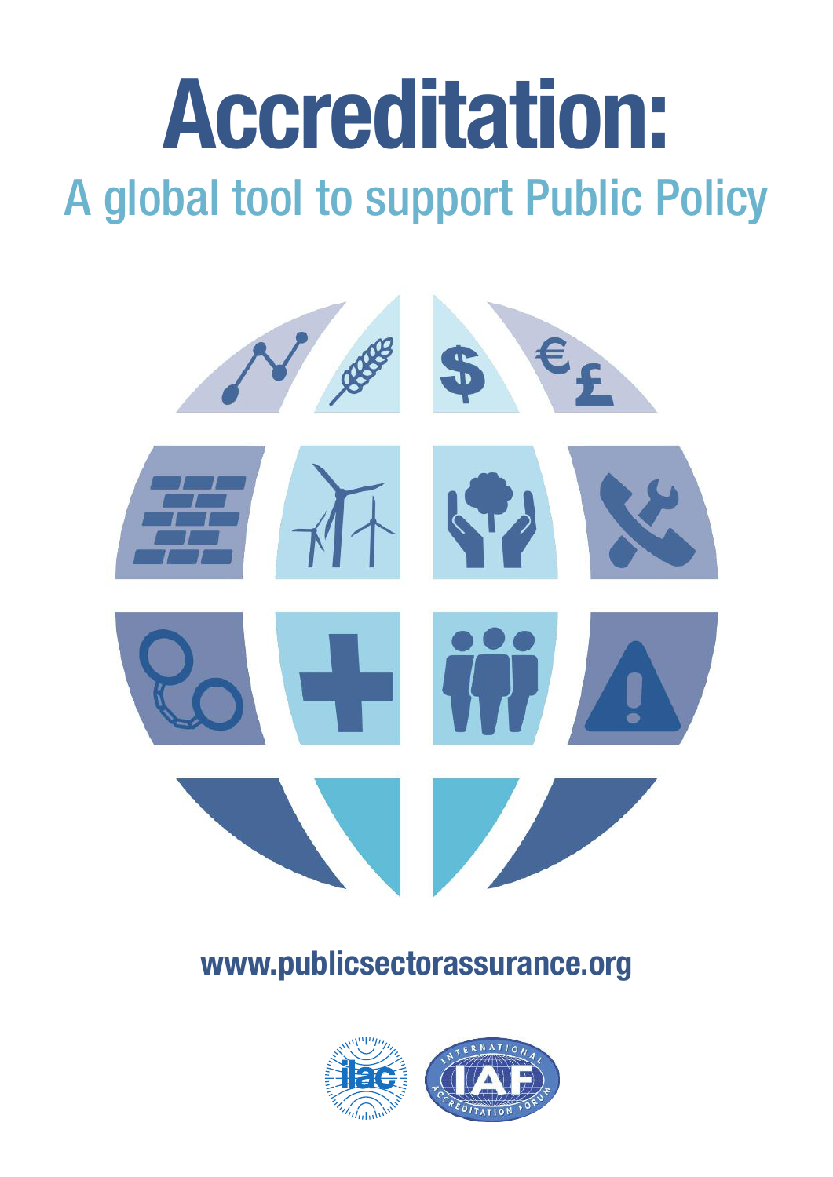# Accreditation:

## A global tool to support Public Policy

**www.publicsectorassurance.org**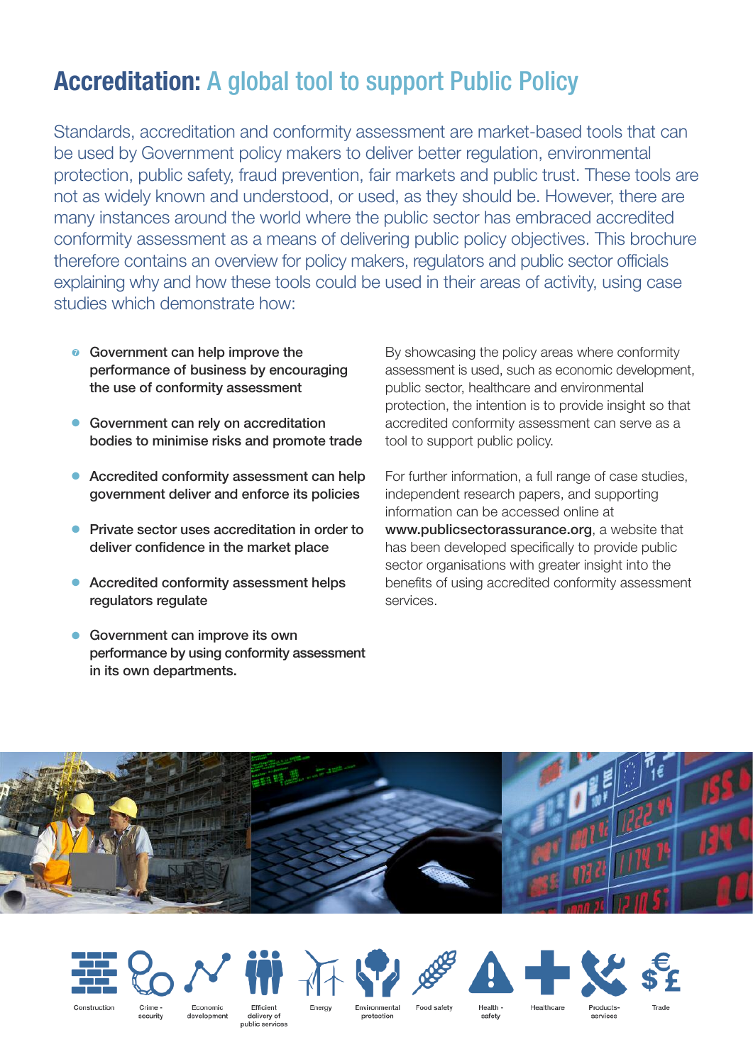# Accreditation: A global tool to support Public Policy

Standards, accreditation and conformity assessment are market-based tools that can be used by Government policy makers to deliver better regulation, environmental protection, public safety, fraud prevention, fair markets and public trust. These tools are not as widely known and understood, or used, as they should be. However, there are many instances around the world where the public sector has embraced accredited conformity assessment as a means of delivering public policy objectives. This brochure therefore contains an overview for policy makers, regulators and public sector officials explaining why and how these tools could be used in their areas of activity, using case studies which demonstrate how:

- **Government can help improve the performance of business by encouraging the use of conformity assessment**
- **Government can rely on accreditation bodies to minimise risks and promote trade**
- **Accredited conformity assessment can help government deliver and enforce its policies**
- **Private sector uses accreditation in order to deliver confidence in the market place**
- **Accredited conformity assessment helps regulators regulate**
- **Government can improve its own performance by using conformity assessment in its own departments.**

By showcasing the policy areas where conformity assessment is used, such as economic development, public sector, healthcare and environmental protection, the intention is to provide insight so that accredited conformity assessment can serve as a tool to support public policy.

For further information, a full range of case studies, independent research papers, and supporting information can be accessed online at **www.publicsectorassurance.org**, a website that has been developed specifically to provide public sector organisations with greater insight into the benefits of using accredited conformity assessment services.

Construction | Crime - security | Economic development | Efficient delivery of public services | Energy | Environmental protection | Food safety | Health - safety | Healthcare | Products-services | Trade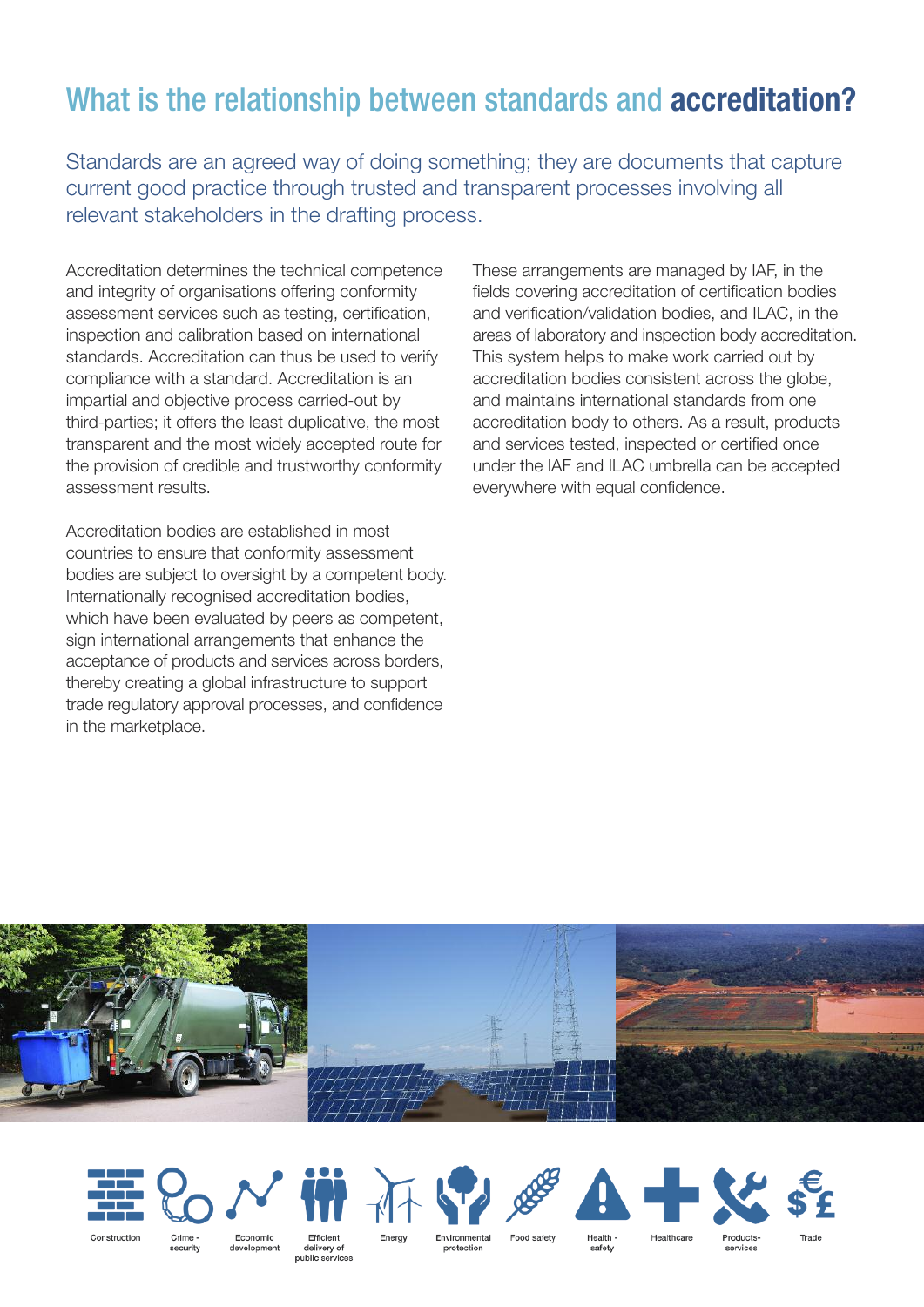# What is the relationship between standards and **accreditation?**

Standards are an agreed way of doing something; they are documents that capture current good practice through trusted and transparent processes involving all relevant stakeholders in the drafting process.

Accreditation determines the technical competence and integrity of organisations offering conformity assessment services such as testing, certification, inspection and calibration based on international standards. Accreditation can thus be used to verify compliance with a standard. Accreditation is an impartial and objective process carried-out by third-parties; it offers the least duplicative, the most transparent and the most widely accepted route for the provision of credible and trustworthy conformity assessment results.

Accreditation bodies are established in most countries to ensure that conformity assessment bodies are subject to oversight by a competent body. Internationally recognised accreditation bodies, which have been evaluated by peers as competent, sign international arrangements that enhance the acceptance of products and services across borders, thereby creating a global infrastructure to support trade regulatory approval processes, and confidence in the marketplace.

These arrangements are managed by IAF, in the fields covering accreditation of certification bodies and verification/validation bodies, and ILAC, in the areas of laboratory and inspection body accreditation. This system helps to make work carried out by accreditation bodies consistent across the globe, and maintains international standards from one accreditation body to others. As a result, products and services tested, inspected or certified once under the IAF and ILAC umbrella can be accepted everywhere with equal confidence.

Construction | Crime - security | Economic development | Efficient delivery of public services | Energy | Environmental protection | Food safety | Health - safety | Healthcare | Products-services | Trade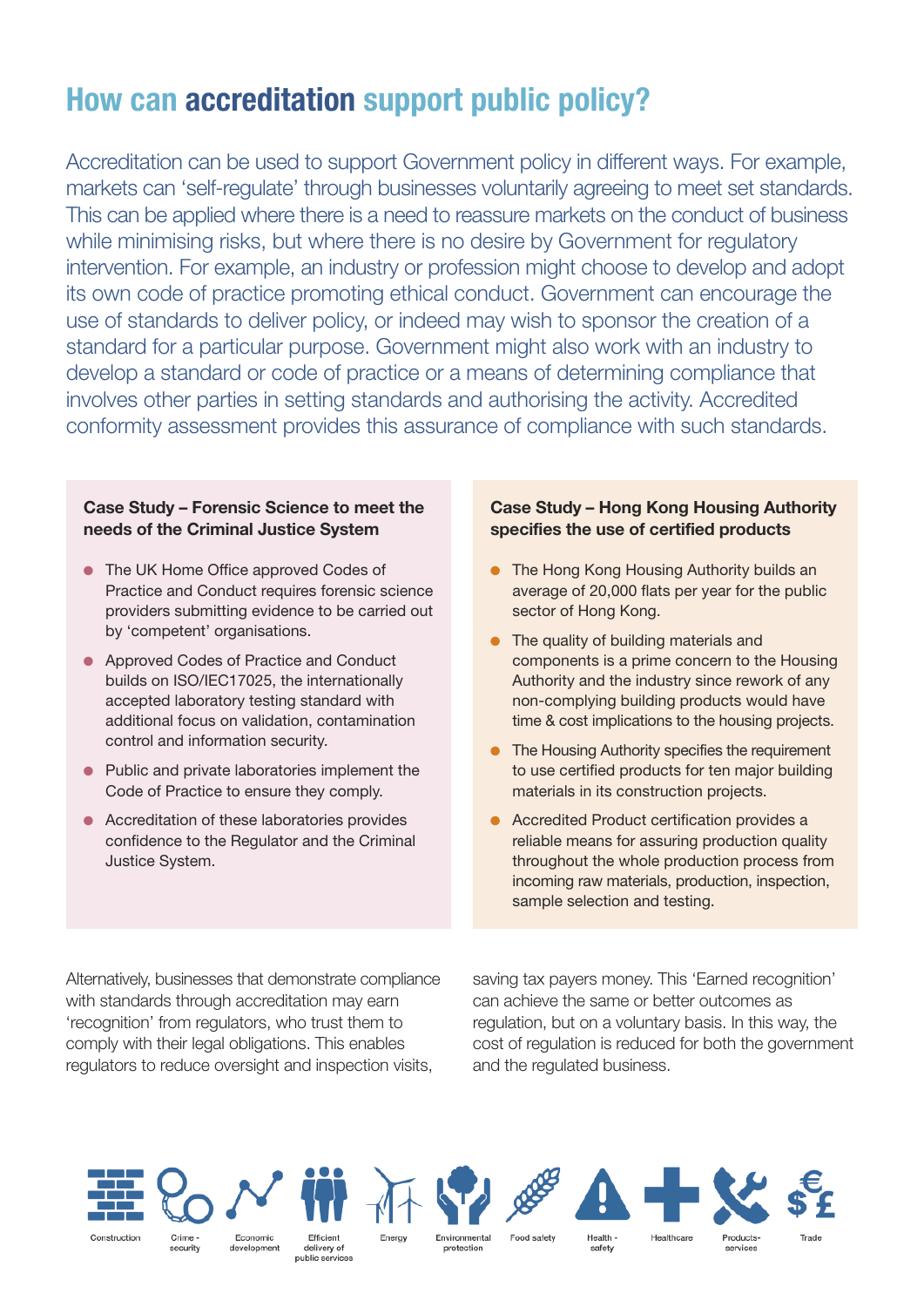# How can accreditation support public policy?

Accreditation can be used to support Government policy in different ways. For example, markets can 'self-regulate' through businesses voluntarily agreeing to meet set standards. This can be applied where there is a need to reassure markets on the conduct of business while minimising risks, but where there is no desire by Government for regulatory intervention. For example, an industry or profession might choose to develop and adopt its own code of practice promoting ethical conduct. Government can encourage the use of standards to deliver policy, or indeed may wish to sponsor the creation of a standard for a particular purpose. Government might also work with an industry to develop a standard or code of practice or a means of determining compliance that involves other parties in setting standards and authorising the activity. Accredited conformity assessment provides this assurance of compliance with such standards.

### Case Study – Forensic Science to meet the needs of the Criminal Justice System

- The UK Home Office approved Codes of Practice and Conduct requires forensic science providers submitting evidence to be carried out by 'competent' organisations.
- Approved Codes of Practice and Conduct builds on ISO/IEC17025, the internationally accepted laboratory testing standard with additional focus on validation, contamination control and information security.
- Public and private laboratories implement the Code of Practice to ensure they comply.
- Accreditation of these laboratories provides confidence to the Regulator and the Criminal Justice System.

### Case Study – Hong Kong Housing Authority specifies the use of certified products

- The Hong Kong Housing Authority builds an average of 20,000 flats per year for the public sector of Hong Kong.
- The quality of building materials and components is a prime concern to the Housing Authority and the industry since rework of any non-complying building products would have time & cost implications to the housing projects.
- The Housing Authority specifies the requirement to use certified products for ten major building materials in its construction projects.
- Accredited Product certification provides a reliable means for assuring production quality throughout the whole production process from incoming raw materials, production, inspection, sample selection and testing.

Alternatively, businesses that demonstrate compliance with standards through accreditation may earn 'recognition' from regulators, who trust them to comply with their legal obligations. This enables regulators to reduce oversight and inspection visits, saving tax payers money. This 'Earned recognition' can achieve the same or better outcomes as regulation, but on a voluntary basis. In this way, the cost of regulation is reduced for both the government and the regulated business.

Construction | Crime - security | Economic development | Efficient delivery of public services | Energy | Environmental protection | Food safety | Health - safety | Healthcare | Products-services | Trade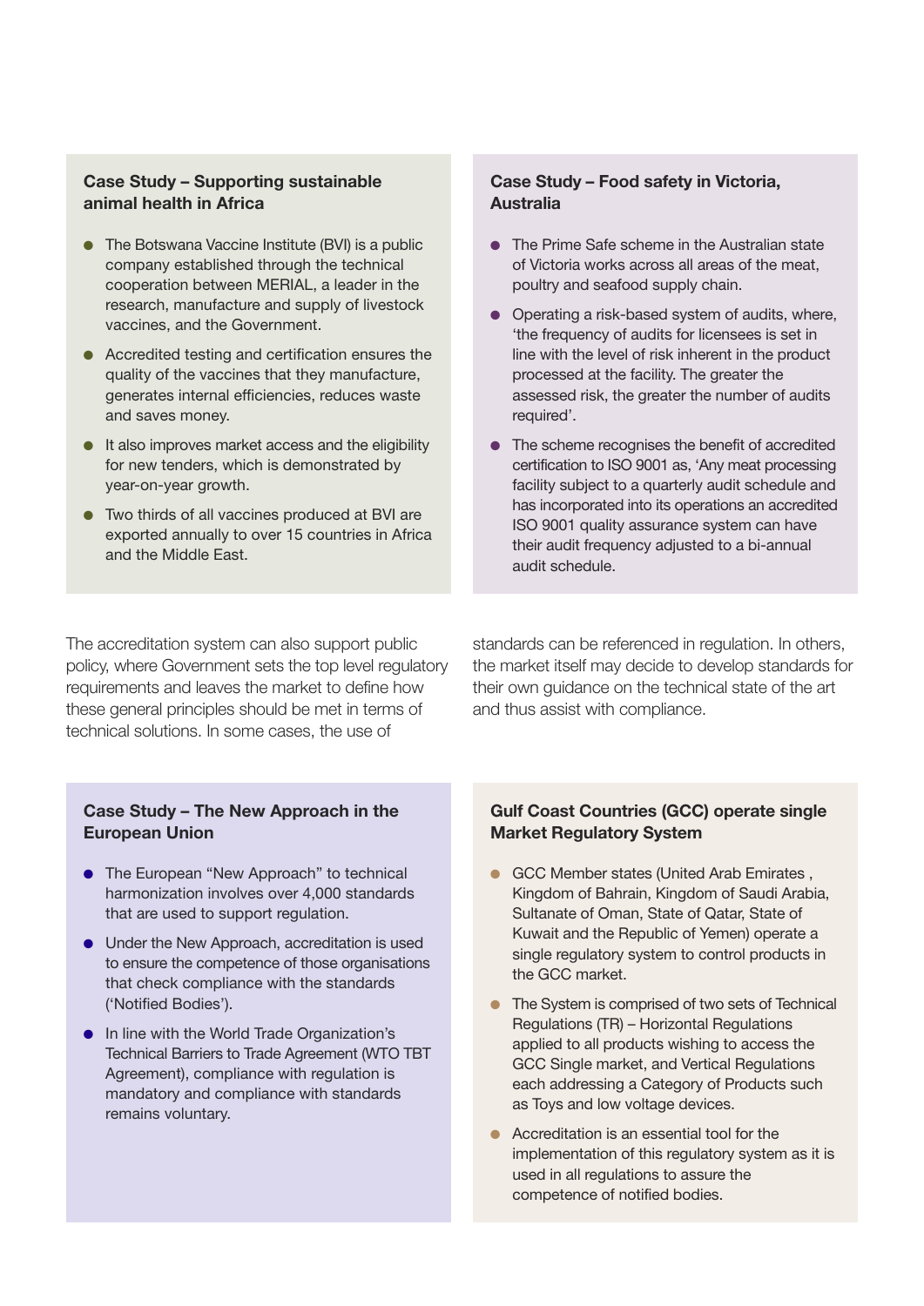### Case Study – Supporting sustainable animal health in Africa

- The Botswana Vaccine Institute (BVI) is a public company established through the technical cooperation between MERIAL, a leader in the research, manufacture and supply of livestock vaccines, and the Government.
- Accredited testing and certification ensures the quality of the vaccines that they manufacture, generates internal efficiencies, reduces waste and saves money.
- It also improves market access and the eligibility for new tenders, which is demonstrated by year-on-year growth.
- Two thirds of all vaccines produced at BVI are exported annually to over 15 countries in Africa and the Middle East.

### Case Study – Food safety in Victoria, Australia

- The Prime Safe scheme in the Australian state of Victoria works across all areas of the meat, poultry and seafood supply chain.
- Operating a risk-based system of audits, where, 'the frequency of audits for licensees is set in line with the level of risk inherent in the product processed at the facility. The greater the assessed risk, the greater the number of audits required'.
- The scheme recognises the benefit of accredited certification to ISO 9001 as, 'Any meat processing facility subject to a quarterly audit schedule and has incorporated into its operations an accredited ISO 9001 quality assurance system can have their audit frequency adjusted to a bi-annual audit schedule.

The accreditation system can also support public policy, where Government sets the top level regulatory requirements and leaves the market to define how these general principles should be met in terms of technical solutions. In some cases, the use of standards can be referenced in regulation. In others, the market itself may decide to develop standards for their own guidance on the technical state of the art and thus assist with compliance.

### Case Study – The New Approach in the European Union

- The European "New Approach" to technical harmonization involves over 4,000 standards that are used to support regulation.
- Under the New Approach, accreditation is used to ensure the competence of those organisations that check compliance with the standards ('Notified Bodies').
- In line with the World Trade Organization's Technical Barriers to Trade Agreement (WTO TBT Agreement), compliance with regulation is mandatory and compliance with standards remains voluntary.

### Gulf Coast Countries (GCC) operate single Market Regulatory System

- GCC Member states (United Arab Emirates , Kingdom of Bahrain, Kingdom of Saudi Arabia, Sultanate of Oman, State of Qatar, State of Kuwait and the Republic of Yemen) operate a single regulatory system to control products in the GCC market.
- The System is comprised of two sets of Technical Regulations (TR) – Horizontal Regulations applied to all products wishing to access the GCC Single market, and Vertical Regulations each addressing a Category of Products such as Toys and low voltage devices.
- Accreditation is an essential tool for the implementation of this regulatory system as it is used in all regulations to assure the competence of notified bodies.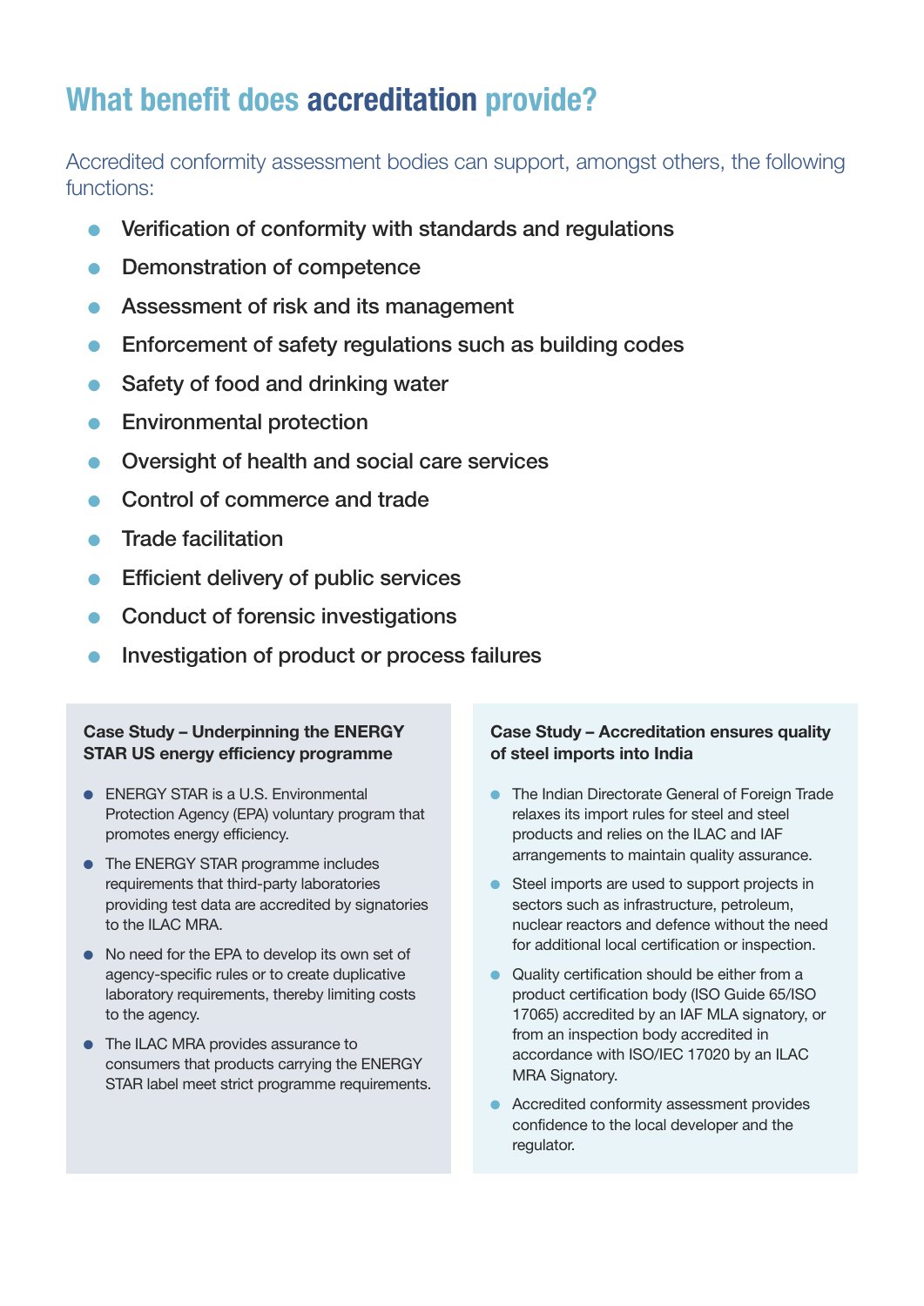# What benefit does **accreditation** provide?

Accredited conformity assessment bodies can support, amongst others, the following functions:

- Verification of conformity with standards and regulations
- Demonstration of competence
- Assessment of risk and its management
- Enforcement of safety regulations such as building codes
- Safety of food and drinking water
- Environmental protection
- Oversight of health and social care services
- Control of commerce and trade
- Trade facilitation
- Efficient delivery of public services
- Conduct of forensic investigations
- Investigation of product or process failures

### Case Study – Underpinning the ENERGY STAR US energy efficiency programme

- ENERGY STAR is a U.S. Environmental Protection Agency (EPA) voluntary program that promotes energy efficiency.
- The ENERGY STAR programme includes requirements that third-party laboratories providing test data are accredited by signatories to the ILAC MRA.
- No need for the EPA to develop its own set of agency-specific rules or to create duplicative laboratory requirements, thereby limiting costs to the agency.
- The ILAC MRA provides assurance to consumers that products carrying the ENERGY STAR label meet strict programme requirements.

### Case Study – Accreditation ensures quality of steel imports into India

- The Indian Directorate General of Foreign Trade relaxes its import rules for steel and steel products and relies on the ILAC and IAF arrangements to maintain quality assurance.
- Steel imports are used to support projects in sectors such as infrastructure, petroleum, nuclear reactors and defence without the need for additional local certification or inspection.
- Quality certification should be either from a product certification body (ISO Guide 65/ISO 17065) accredited by an IAF MLA signatory, or from an inspection body accredited in accordance with ISO/IEC 17020 by an ILAC MRA Signatory.
- Accredited conformity assessment provides confidence to the local developer and the regulator.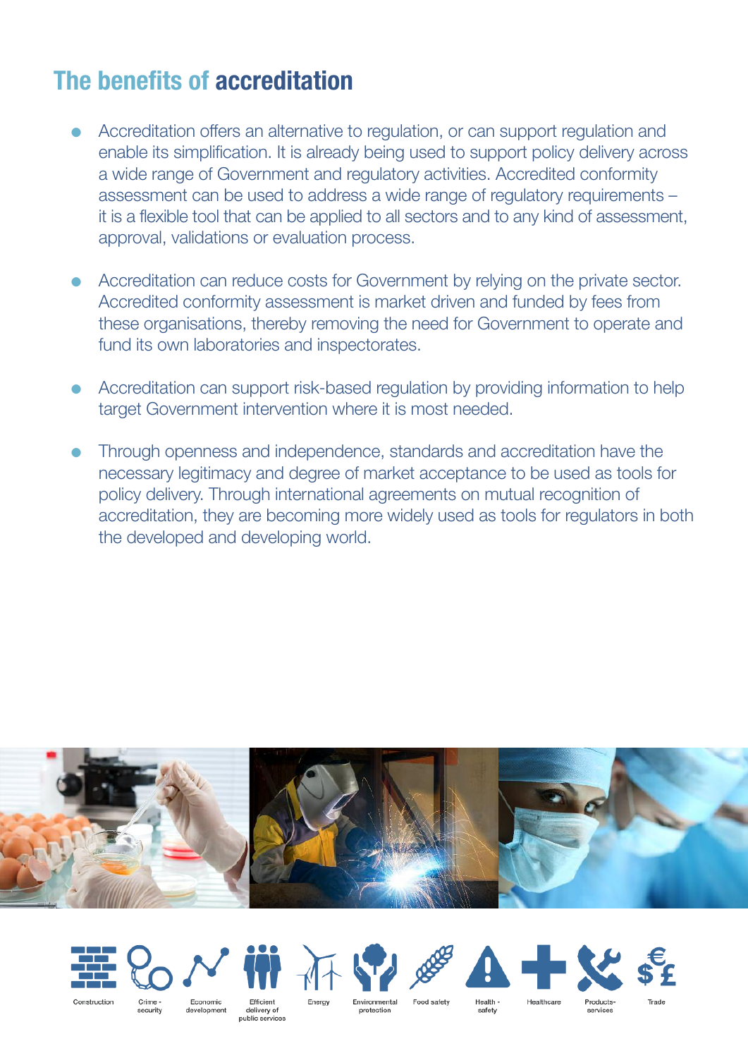## The benefits of accreditation

- Accreditation offers an alternative to regulation, or can support regulation and enable its simplification. It is already being used to support policy delivery across a wide range of Government and regulatory activities. Accredited conformity assessment can be used to address a wide range of regulatory requirements – it is a flexible tool that can be applied to all sectors and to any kind of assessment, approval, validations or evaluation process.
- Accreditation can reduce costs for Government by relying on the private sector. Accredited conformity assessment is market driven and funded by fees from these organisations, thereby removing the need for Government to operate and fund its own laboratories and inspectorates.
- Accreditation can support risk-based regulation by providing information to help target Government intervention where it is most needed.
- Through openness and independence, standards and accreditation have the necessary legitimacy and degree of market acceptance to be used as tools for policy delivery. Through international agreements on mutual recognition of accreditation, they are becoming more widely used as tools for regulators in both the developed and developing world.

Construction | Crime - security | Economic development | Efficient delivery of public services | Energy | Environmental protection | Food safety | Health - safety | Healthcare | Products-services | Trade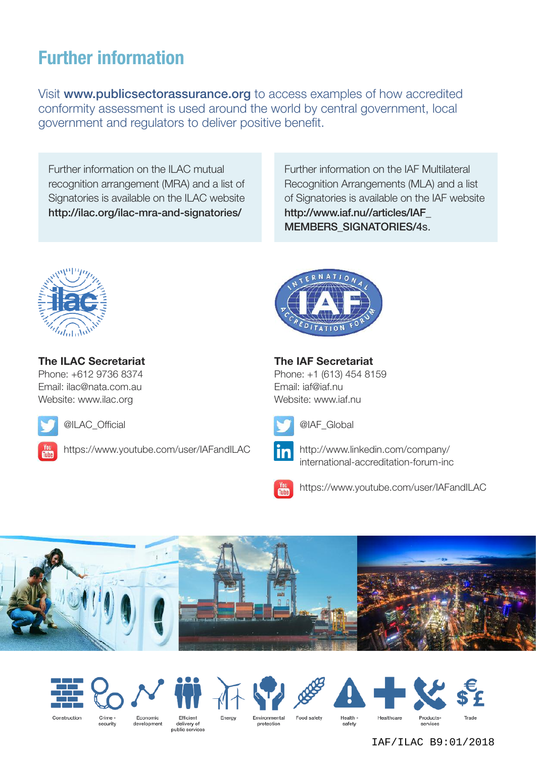# Further information

Visit **www.publicsectorassurance.org** to access examples of how accredited conformity assessment is used around the world by central government, local government and regulators to deliver positive benefit.

Further information on the ILAC mutual recognition arrangement (MRA) and a list of Signatories is available on the ILAC website **http://ilac.org/ilac-mra-and-signatories/**

Further information on the IAF Multilateral Recognition Arrangements (MLA) and a list of Signatories is available on the IAF website **http://www.iaf.nu//articles/IAF_MEMBERS_SIGNATORIES/4s.**

**The ILAC Secretariat**
Phone: +612 9736 8374
Email: ilac@nata.com.au
Website: www.ilac.org

@ILAC_Official

https://www.youtube.com/user/IAFandILAC

**The IAF Secretariat**
Phone: +1 (613) 454 8159
Email: iaf@iaf.nu
Website: www.iaf.nu

@IAF_Global

http://www.linkedin.com/company/international-accreditation-forum-inc

https://www.youtube.com/user/IAFandILAC

Construction
Crime - security
Economic development
Efficient delivery of public services
Energy
Environmental protection
Food safety
Health - safety
Healthcare
Products-services
Trade

IAF/ILAC B9:01/2018